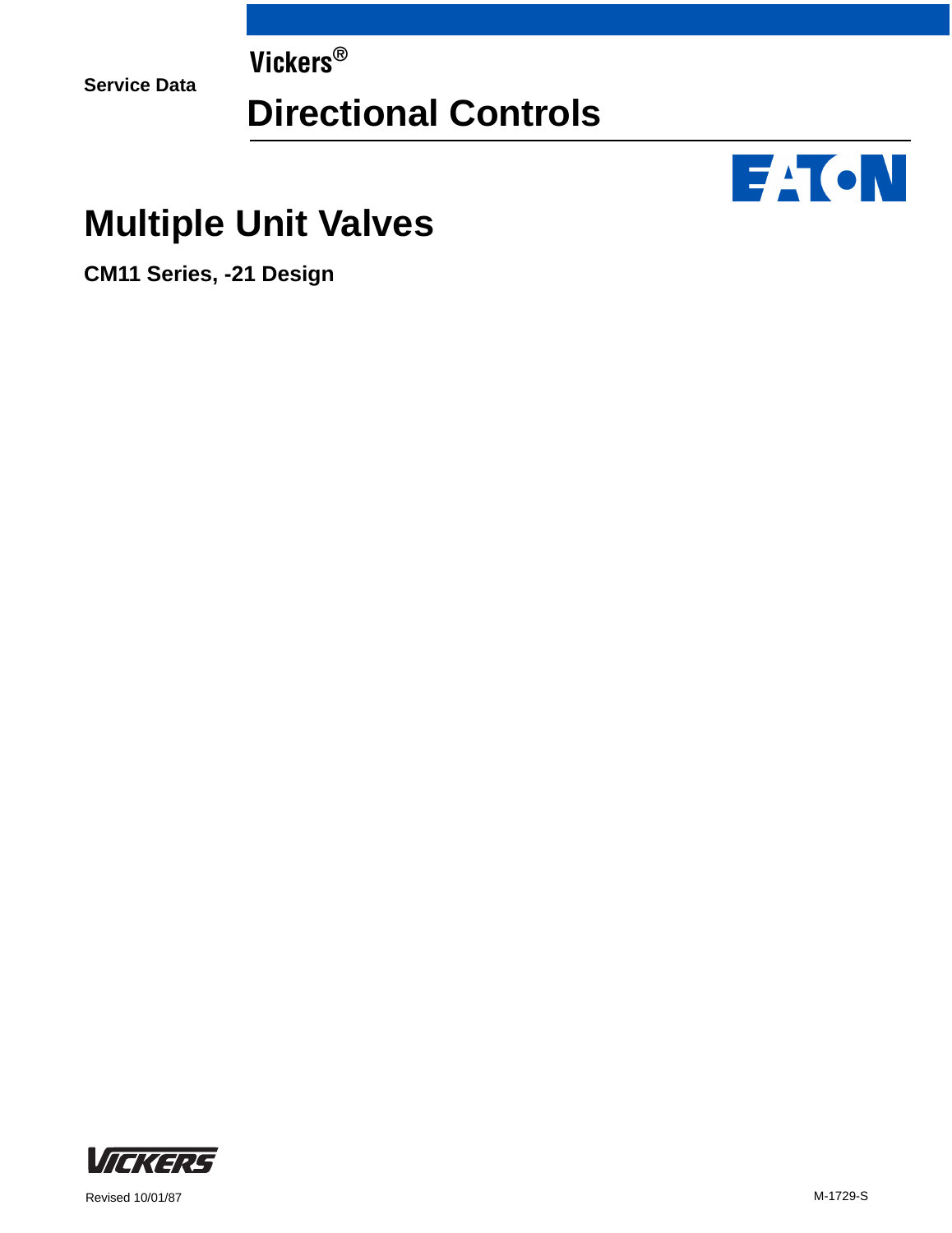Service Data

Vickers®

# Directional Controls

# Multiple Unit Valves

**CM11 Series, -21 Design**

Revised 10/01/87

M-1729-S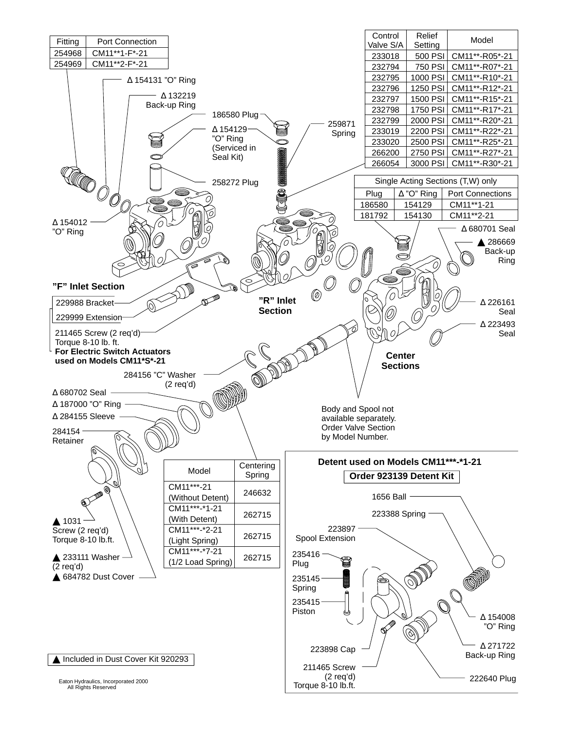| Fitting | Port Connection |
|---|---|
| 254968 | CM11**1-F*-21 |
| 254969 | CM11**2-F*-21 |

| Control Valve S/A | Relief Setting | Model |
|---|---|---|
| 233018 | 500 PSI | CM11**-R05*-21 |
| 232794 | 750 PSI | CM11**-R07*-21 |
| 232795 | 1000 PSI | CM11**-R10*-21 |
| 232796 | 1250 PSI | CM11**-R12*-21 |
| 232797 | 1500 PSI | CM11**-R15*-21 |
| 232798 | 1750 PSI | CM11**-R17*-21 |
| 232799 | 2000 PSI | CM11**-R20*-21 |
| 233019 | 2200 PSI | CM11**-R22*-21 |
| 233020 | 2500 PSI | CM11**-R25*-21 |
| 266200 | 2750 PSI | CM11**-R27*-21 |
| 266054 | 3000 PSI | CM11**-R30*-21 |

| Single Acting Sections (T,W) only | | |
|---|---|---|
| Plug | Δ "O" Ring | Port Connections |
| 186580 | 154129 | CM11**1-21 |
| 181792 | 154130 | CM11**2-21 |

Δ 154131 "O" Ring

Δ 132219 Back-up Ring

186580 Plug

Δ 154129 "O" Ring (Serviced in Seal Kit)

259871 Spring

258272 Plug

Δ 154012 "O" Ring

Δ 680701 Seal

▲ 286669 Back-up Ring

**"F" Inlet Section**

**"R" Inlet Section**

229988 Bracket

229999 Extension

211465 Screw (2 req'd) Torque 8-10 lb. ft.

**For Electric Switch Actuators used on Models CM11*S*-21**

Δ 226161 Seal

Δ 223493 Seal

**Center Sections**

284156 "C" Washer (2 req'd)

Δ 680702 Seal

Δ 187000 "O" Ring

Δ 284155 Sleeve

284154 Retainer

Body and Spool not available separately. Order Valve Section by Model Number.

| Model | Centering Spring |
|---|---|
| CM11***-21 (Without Detent) | 246632 |
| CM11***-*1-21 (With Detent) | 262715 |
| CM11***-*2-21 (Light Spring) | 262715 |
| CM11***-*7-21 (1/2 Load Spring) | 262715 |

▲ 1031 Screw (2 req'd) Torque 8-10 lb.ft.

▲ 233111 Washer (2 req'd)

▲ 684782 Dust Cover

**Detent used on Models CM11***-*1-21**

**Order 923139 Detent Kit**

1656 Ball

223388 Spring

223897 Spool Extension

235416 Plug

235145 Spring

235415 Piston

Δ 154008 "O" Ring

Δ 271722 Back-up Ring

223898 Cap

211465 Screw (2 req'd) Torque 8-10 lb.ft.

222640 Plug

▲ Included in Dust Cover Kit 920293

Eaton Hydraulics, Incorporated 2000 All Rights Reserved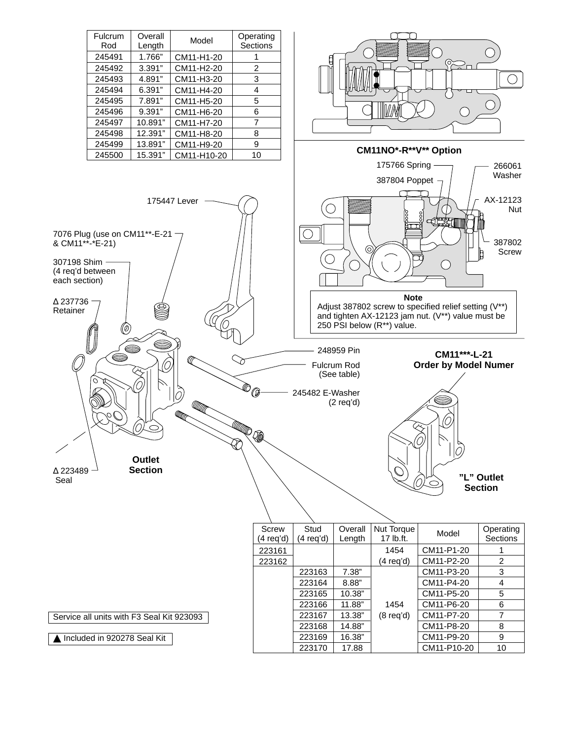| Fulcrum Rod | Overall Length | Model | Operating Sections |
|---|---|---|---|
| 245491 | 1.766” | CM11-H1-20 | 1 |
| 245492 | 3.391” | CM11-H2-20 | 2 |
| 245493 | 4.891” | CM11-H3-20 | 3 |
| 245494 | 6.391” | CM11-H4-20 | 4 |
| 245495 | 7.891” | CM11-H5-20 | 5 |
| 245496 | 9.391” | CM11-H6-20 | 6 |
| 245497 | 10.891” | CM11-H7-20 | 7 |
| 245498 | 12.391” | CM11-H8-20 | 8 |
| 245499 | 13.891” | CM11-H9-20 | 9 |
| 245500 | 15.391” | CM11-H10-20 | 10 |

**CM11NO*-R**V** Option**

175766 Spring

266061 Washer

387804 Poppet

AX-12123 Nut

387802 Screw

**Note**
Adjust 387802 screw to specified relief setting (V**) and tighten AX-12123 jam nut. (V**) value must be 250 PSI below (R**) value.

175447 Lever

7076 Plug (use on CM11**-E-21 & CM11**-*E-21)

307198 Shim (4 req’d between each section)

Δ 237736 Retainer

248959 Pin

Fulcrum Rod (See table)

245482 E-Washer (2 req’d)

**CM11***-L-21**
**Order by Model Numer**

**Outlet Section**

Δ 223489 Seal

**”L” Outlet Section**

| Screw (4 req’d) | Stud (4 req’d) | Overall Length | Nut Torque 17 lb.ft. | Model | Operating Sections |
|---|---|---|---|---|---|
| 223161 | | | 1454 | CM11-P1-20 | 1 |
| 223162 | | | (4 req’d) | CM11-P2-20 | 2 |
| | 223163 | 7.38” | | CM11-P3-20 | 3 |
| | 223164 | 8.88” | | CM11-P4-20 | 4 |
| | 223165 | 10.38” | | CM11-P5-20 | 5 |
| | 223166 | 11.88” | 1454 | CM11-P6-20 | 6 |
| | 223167 | 13.38” | (8 req’d) | CM11-P7-20 | 7 |
| | 223168 | 14.88” | | CM11-P8-20 | 8 |
| | 223169 | 16.38” | | CM11-P9-20 | 9 |
| | 223170 | 17.88 | | CM11-P10-20 | 10 |

Service all units with F3 Seal Kit 923093

▲ Included in 920278 Seal Kit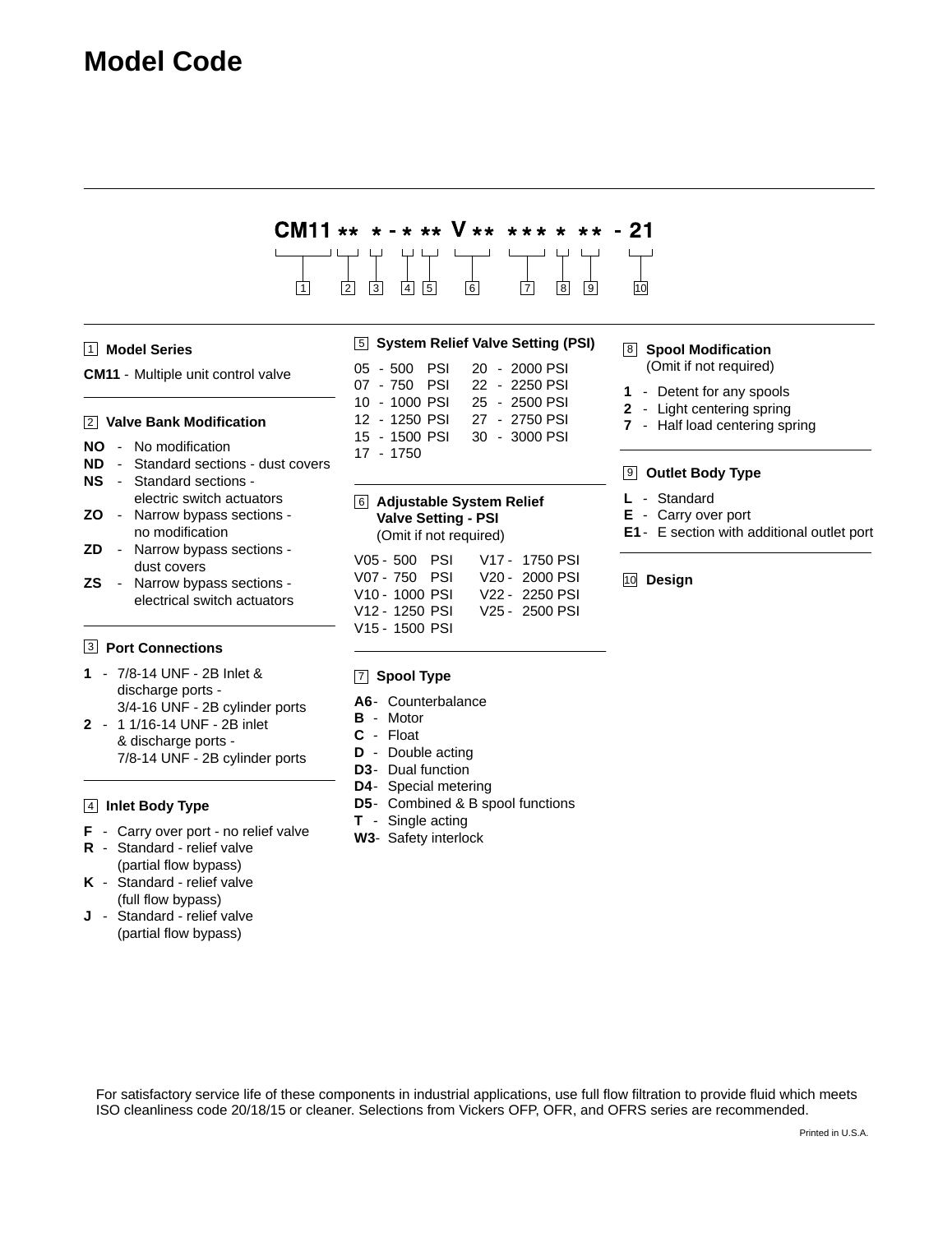# Model Code

CM11 ** * - * ** V ** *** * ** - 21

1 2 3 4 5 6 7 8 9 10

### 1 Model Series

**CM11** - Multiple unit control valve

### 2 Valve Bank Modification

- **NO** - No modification
- **ND** - Standard sections - dust covers
- **NS** - Standard sections - electric switch actuators
- **ZO** - Narrow bypass sections - no modification
- **ZD** - Narrow bypass sections - dust covers
- **ZS** - Narrow bypass sections - electrical switch actuators

### 3 Port Connections

- **1** - 7/8-14 UNF - 2B Inlet & discharge ports - 3/4-16 UNF - 2B cylinder ports
- **2** - 1 1/16-14 UNF - 2B inlet & discharge ports - 7/8-14 UNF - 2B cylinder ports

### 4 Inlet Body Type

- **F** - Carry over port - no relief valve
- **R** - Standard - relief valve (partial flow bypass)
- **K** - Standard - relief valve (full flow bypass)
- **J** - Standard - relief valve (partial flow bypass)

### 5 System Relief Valve Setting (PSI)

- 05 - 500 PSI
- 07 - 750 PSI
- 10 - 1000 PSI
- 12 - 1250 PSI
- 15 - 1500 PSI
- 17 - 1750
- 20 - 2000 PSI
- 22 - 2250 PSI
- 25 - 2500 PSI
- 27 - 2750 PSI
- 30 - 3000 PSI

### 6 Adjustable System Relief Valve Setting - PSI

(Omit if not required)

- V05 - 500 PSI
- V07 - 750 PSI
- V10 - 1000 PSI
- V12 - 1250 PSI
- V15 - 1500 PSI
- V17 - 1750 PSI
- V20 - 2000 PSI
- V22 - 2250 PSI
- V25 - 2500 PSI

### 7 Spool Type

- **A6**- Counterbalance
- **B** - Motor
- **C** - Float
- **D** - Double acting
- **D3**- Dual function
- **D4**- Special metering
- **D5**- Combined & B spool functions
- **T** - Single acting
- **W3**- Safety interlock

### 8 Spool Modification

(Omit if not required)

- **1** - Detent for any spools
- **2** - Light centering spring
- **7** - Half load centering spring

### 9 Outlet Body Type

- **L** - Standard
- **E** - Carry over port
- **E1**- E section with additional outlet port

### 10 Design

For satisfactory service life of these components in industrial applications, use full flow filtration to provide fluid which meets ISO cleanliness code 20/18/15 or cleaner. Selections from Vickers OFP, OFR, and OFRS series are recommended.

Printed in U.S.A.